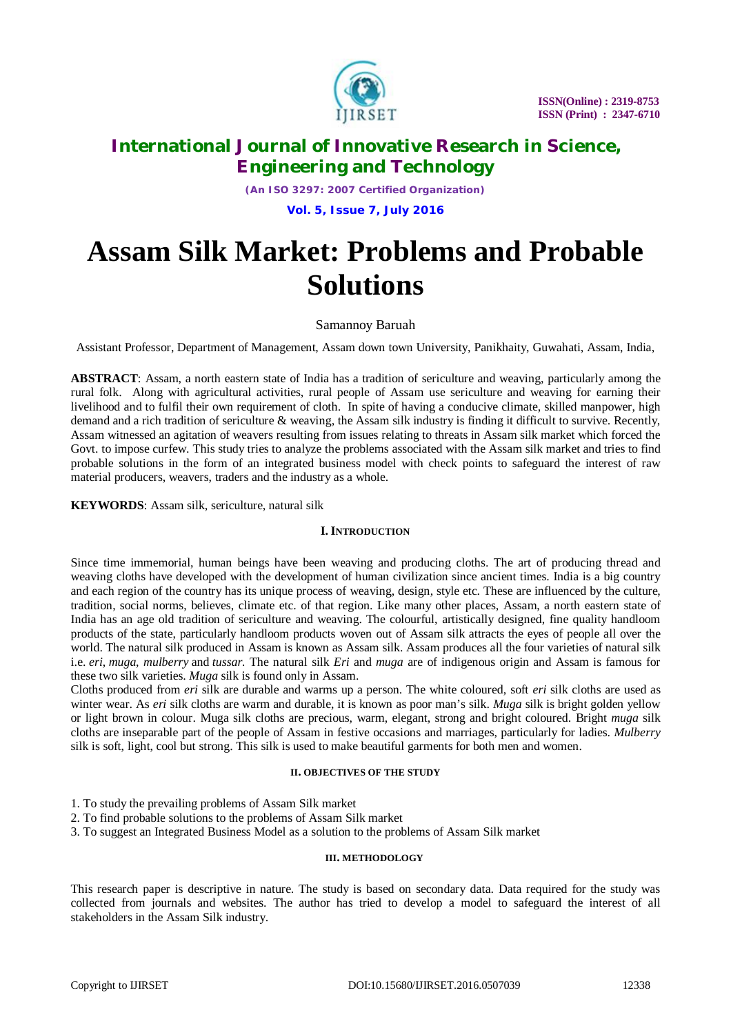# Assam Silk Market: Problems and Probable Solutions

Samannoy Baruah

Assistant Professor, Department of Management, Assam down town University, Panikhaity, Guwahati, Assam, India,

**ABSTRACT**: Assam, a north eastern state of India has a tradition of sericulture and weaving, particularly among the rural folk. Along with agricultural activities, rural people of Assam use sericulture and weaving for earning their livelihood and to fulfil their own requirement of cloth. In spite of having a conducive climate, skilled manpower, high demand and a rich tradition of sericulture & weaving, the Assam silk industry is finding it difficult to survive. Recently, Assam witnessed an agitation of weavers resulting from issues relating to threats in Assam silk market which forced the Govt. to impose curfew. This study tries to analyze the problems associated with the Assam silk market and tries to find probable solutions in the form of an integrated business model with check points to safeguard the interest of raw material producers, weavers, traders and the industry as a whole.

**KEYWORDS**: Assam silk, sericulture, natural silk

## I. INTRODUCTION

Since time immemorial, human beings have been weaving and producing cloths. The art of producing thread and weaving cloths have developed with the development of human civilization since ancient times. India is a big country and each region of the country has its unique process of weaving, design, style etc. These are influenced by the culture, tradition, social norms, believes, climate etc. of that region. Like many other places, Assam, a north eastern state of India has an age old tradition of sericulture and weaving. The colourful, artistically designed, fine quality handloom products of the state, particularly handloom products woven out of Assam silk attracts the eyes of people all over the world. The natural silk produced in Assam is known as Assam silk. Assam produces all the four varieties of natural silk i.e. *eri*, *muga*, *mulberry* and *tussar.* The natural silk *Eri* and *muga* are of indigenous origin and Assam is famous for these two silk varieties. *Muga* silk is found only in Assam.

Cloths produced from *eri* silk are durable and warms up a person. The white coloured, soft *eri* silk cloths are used as winter wear. As *eri* silk cloths are warm and durable, it is known as poor man's silk. *Muga* silk is bright golden yellow or light brown in colour. Muga silk cloths are precious, warm, elegant, strong and bright coloured. Bright *muga* silk cloths are inseparable part of the people of Assam in festive occasions and marriages, particularly for ladies. *Mulberry* silk is soft, light, cool but strong. This silk is used to make beautiful garments for both men and women.

## II. OBJECTIVES OF THE STUDY

1. To study the prevailing problems of Assam Silk market
2. To find probable solutions to the problems of Assam Silk market
3. To suggest an Integrated Business Model as a solution to the problems of Assam Silk market

## III. METHODOLOGY

This research paper is descriptive in nature. The study is based on secondary data. Data required for the study was collected from journals and websites. The author has tried to develop a model to safeguard the interest of all stakeholders in the Assam Silk industry.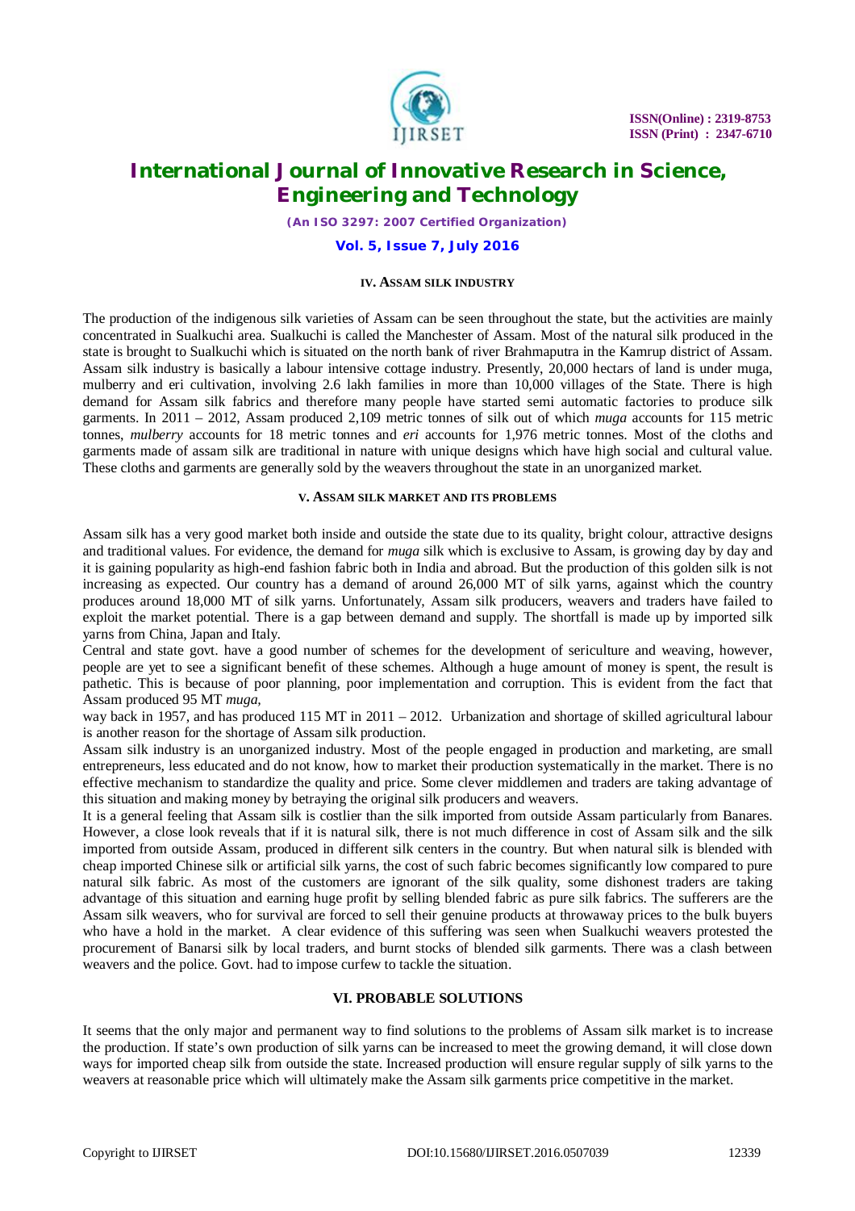### IV. ASSAM SILK INDUSTRY

The production of the indigenous silk varieties of Assam can be seen throughout the state, but the activities are mainly concentrated in Sualkuchi area. Sualkuchi is called the Manchester of Assam. Most of the natural silk produced in the state is brought to Sualkuchi which is situated on the north bank of river Brahmaputra in the Kamrup district of Assam. Assam silk industry is basically a labour intensive cottage industry. Presently, 20,000 hectars of land is under muga, mulberry and eri cultivation, involving 2.6 lakh families in more than 10,000 villages of the State. There is high demand for Assam silk fabrics and therefore many people have started semi automatic factories to produce silk garments. In 2011 – 2012, Assam produced 2,109 metric tonnes of silk out of which *muga* accounts for 115 metric tonnes, *mulberry* accounts for 18 metric tonnes and *eri* accounts for 1,976 metric tonnes. Most of the cloths and garments made of assam silk are traditional in nature with unique designs which have high social and cultural value. These cloths and garments are generally sold by the weavers throughout the state in an unorganized market.

### V. ASSAM SILK MARKET AND ITS PROBLEMS

Assam silk has a very good market both inside and outside the state due to its quality, bright colour, attractive designs and traditional values. For evidence, the demand for *muga* silk which is exclusive to Assam, is growing day by day and it is gaining popularity as high-end fashion fabric both in India and abroad. But the production of this golden silk is not increasing as expected. Our country has a demand of around 26,000 MT of silk yarns, against which the country produces around 18,000 MT of silk yarns. Unfortunately, Assam silk producers, weavers and traders have failed to exploit the market potential. There is a gap between demand and supply. The shortfall is made up by imported silk yarns from China, Japan and Italy.

Central and state govt. have a good number of schemes for the development of sericulture and weaving, however, people are yet to see a significant benefit of these schemes. Although a huge amount of money is spent, the result is pathetic. This is because of poor planning, poor implementation and corruption. This is evident from the fact that Assam produced 95 MT *muga*, way back in 1957, and has produced 115 MT in 2011 – 2012. Urbanization and shortage of skilled agricultural labour is another reason for the shortage of Assam silk production.

Assam silk industry is an unorganized industry. Most of the people engaged in production and marketing, are small entrepreneurs, less educated and do not know, how to market their production systematically in the market. There is no effective mechanism to standardize the quality and price. Some clever middlemen and traders are taking advantage of this situation and making money by betraying the original silk producers and weavers.

It is a general feeling that Assam silk is costlier than the silk imported from outside Assam particularly from Banares. However, a close look reveals that if it is natural silk, there is not much difference in cost of Assam silk and the silk imported from outside Assam, produced in different silk centers in the country. But when natural silk is blended with cheap imported Chinese silk or artificial silk yarns, the cost of such fabric becomes significantly low compared to pure natural silk fabric. As most of the customers are ignorant of the silk quality, some dishonest traders are taking advantage of this situation and earning huge profit by selling blended fabric as pure silk fabrics. The sufferers are the Assam silk weavers, who for survival are forced to sell their genuine products at throwaway prices to the bulk buyers who have a hold in the market. A clear evidence of this suffering was seen when Sualkuchi weavers protested the procurement of Banarsi silk by local traders, and burnt stocks of blended silk garments. There was a clash between weavers and the police. Govt. had to impose curfew to tackle the situation.

### VI. PROBABLE SOLUTIONS

It seems that the only major and permanent way to find solutions to the problems of Assam silk market is to increase the production. If state's own production of silk yarns can be increased to meet the growing demand, it will close down ways for imported cheap silk from outside the state. Increased production will ensure regular supply of silk yarns to the weavers at reasonable price which will ultimately make the Assam silk garments price competitive in the market.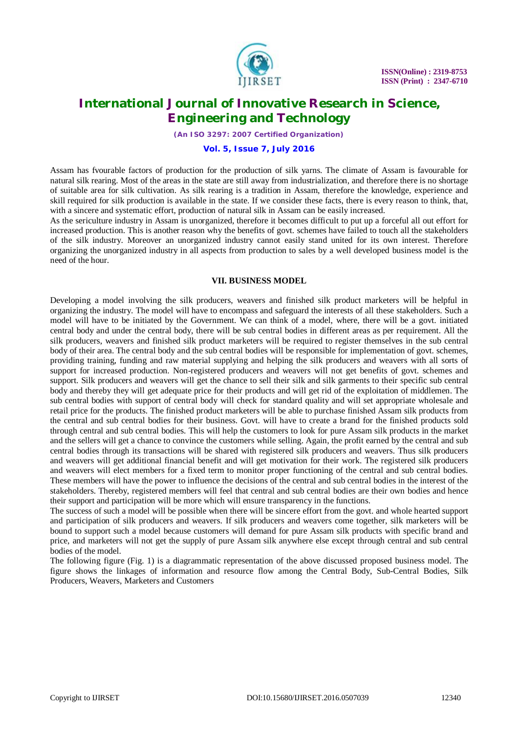Assam has fvourable factors of production for the production of silk yarns. The climate of Assam is favourable for natural silk rearing. Most of the areas in the state are still away from industrialization, and therefore there is no shortage of suitable area for silk cultivation. As silk rearing is a tradition in Assam, therefore the knowledge, experience and skill required for silk production is available in the state. If we consider these facts, there is every reason to think, that, with a sincere and systematic effort, production of natural silk in Assam can be easily increased.

As the sericulture industry in Assam is unorganized, therefore it becomes difficult to put up a forceful all out effort for increased production. This is another reason why the benefits of govt. schemes have failed to touch all the stakeholders of the silk industry. Moreover an unorganized industry cannot easily stand united for its own interest. Therefore organizing the unorganized industry in all aspects from production to sales by a well developed business model is the need of the hour.

## VII. BUSINESS MODEL

Developing a model involving the silk producers, weavers and finished silk product marketers will be helpful in organizing the industry. The model will have to encompass and safeguard the interests of all these stakeholders. Such a model will have to be initiated by the Government. We can think of a model, where, there will be a govt. initiated central body and under the central body, there will be sub central bodies in different areas as per requirement. All the silk producers, weavers and finished silk product marketers will be required to register themselves in the sub central body of their area. The central body and the sub central bodies will be responsible for implementation of govt. schemes, providing training, funding and raw material supplying and helping the silk producers and weavers with all sorts of support for increased production. Non-registered producers and weavers will not get benefits of govt. schemes and support. Silk producers and weavers will get the chance to sell their silk and silk garments to their specific sub central body and thereby they will get adequate price for their products and will get rid of the exploitation of middlemen. The sub central bodies with support of central body will check for standard quality and will set appropriate wholesale and retail price for the products. The finished product marketers will be able to purchase finished Assam silk products from the central and sub central bodies for their business. Govt. will have to create a brand for the finished products sold through central and sub central bodies. This will help the customers to look for pure Assam silk products in the market and the sellers will get a chance to convince the customers while selling. Again, the profit earned by the central and sub central bodies through its transactions will be shared with registered silk producers and weavers. Thus silk producers and weavers will get additional financial benefit and will get motivation for their work. The registered silk producers and weavers will elect members for a fixed term to monitor proper functioning of the central and sub central bodies. These members will have the power to influence the decisions of the central and sub central bodies in the interest of the stakeholders. Thereby, registered members will feel that central and sub central bodies are their own bodies and hence their support and participation will be more which will ensure transparency in the functions.

The success of such a model will be possible when there will be sincere effort from the govt. and whole hearted support and participation of silk producers and weavers. If silk producers and weavers come together, silk marketers will be bound to support such a model because customers will demand for pure Assam silk products with specific brand and price, and marketers will not get the supply of pure Assam silk anywhere else except through central and sub central bodies of the model.

The following figure (Fig. 1) is a diagrammatic representation of the above discussed proposed business model. The figure shows the linkages of information and resource flow among the Central Body, Sub-Central Bodies, Silk Producers, Weavers, Marketers and Customers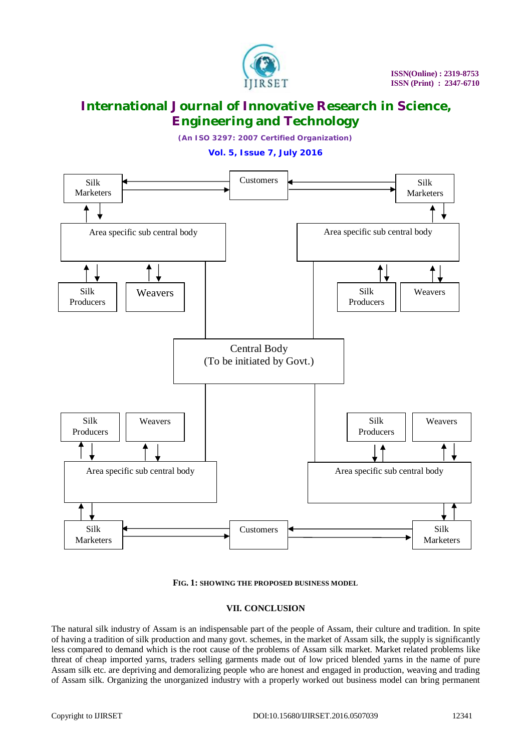Customers

Silk Marketers

Silk Marketers

Area specific sub central body

Area specific sub central body

Silk Producers

Weavers

Silk Producers

Weavers

Central Body
(To be initiated by Govt.)

Silk Producers

Weavers

Silk Producers

Weavers

Area specific sub central body

Area specific sub central body

Silk Marketers

Customers

Silk Marketers

**FIG. 1:** SHOWING THE PROPOSED BUSINESS MODEL

## VII. CONCLUSION

The natural silk industry of Assam is an indispensable part of the people of Assam, their culture and tradition. In spite of having a tradition of silk production and many govt. schemes, in the market of Assam silk, the supply is significantly less compared to demand which is the root cause of the problems of Assam silk market. Market related problems like threat of cheap imported yarns, traders selling garments made out of low priced blended yarns in the name of pure Assam silk etc. are depriving and demoralizing people who are honest and engaged in production, weaving and trading of Assam silk. Organizing the unorganized industry with a properly worked out business model can bring permanent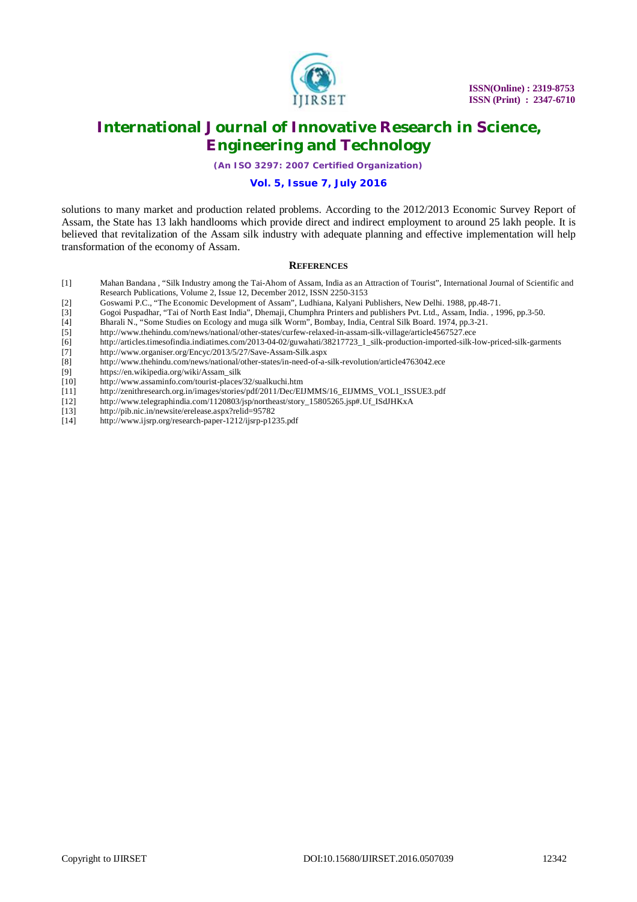solutions to many market and production related problems. According to the 2012/2013 Economic Survey Report of Assam, the State has 13 lakh handlooms which provide direct and indirect employment to around 25 lakh people. It is believed that revitalization of the Assam silk industry with adequate planning and effective implementation will help transformation of the economy of Assam.

## REFERENCES

[1] Mahan Bandana , "Silk Industry among the Tai-Ahom of Assam, India as an Attraction of Tourist", International Journal of Scientific and Research Publications, Volume 2, Issue 12, December 2012, ISSN 2250-3153

[2] Goswami P.C., "The Economic Development of Assam", Ludhiana, Kalyani Publishers, New Delhi. 1988, pp.48-71.

[3] Gogoi Puspadhar, "Tai of North East India", Dhemaji, Chumphra Printers and publishers Pvt. Ltd., Assam, India. , 1996, pp.3-50.

[4] Bharali N., "Some Studies on Ecology and muga silk Worm", Bombay, India, Central Silk Board. 1974, pp.3-21.

[5] http://www.thehindu.com/news/national/other-states/curfew-relaxed-in-assam-silk-village/article4567527.ece

[6] http://articles.timesofindia.indiatimes.com/2013-04-02/guwahati/38217723_1_silk-production-imported-silk-low-priced-silk-garments

[7] http://www.organiser.org/Encyc/2013/5/27/Save-Assam-Silk.aspx

[8] http://www.thehindu.com/news/national/other-states/in-need-of-a-silk-revolution/article4763042.ece

[9] https://en.wikipedia.org/wiki/Assam_silk

[10] http://www.assaminfo.com/tourist-places/32/sualkuchi.htm

[11] http://zenithresearch.org.in/images/stories/pdf/2011/Dec/EIJMMS/16_EIJMMS_VOL1_ISSUE3.pdf

[12] http://www.telegraphindia.com/1120803/jsp/northeast/story_15805265.jsp#.Uf_ISdJHKxA

[13] http://pib.nic.in/newsite/erelease.aspx?relid=95782

[14] http://www.ijsrp.org/research-paper-1212/ijsrp-p1235.pdf